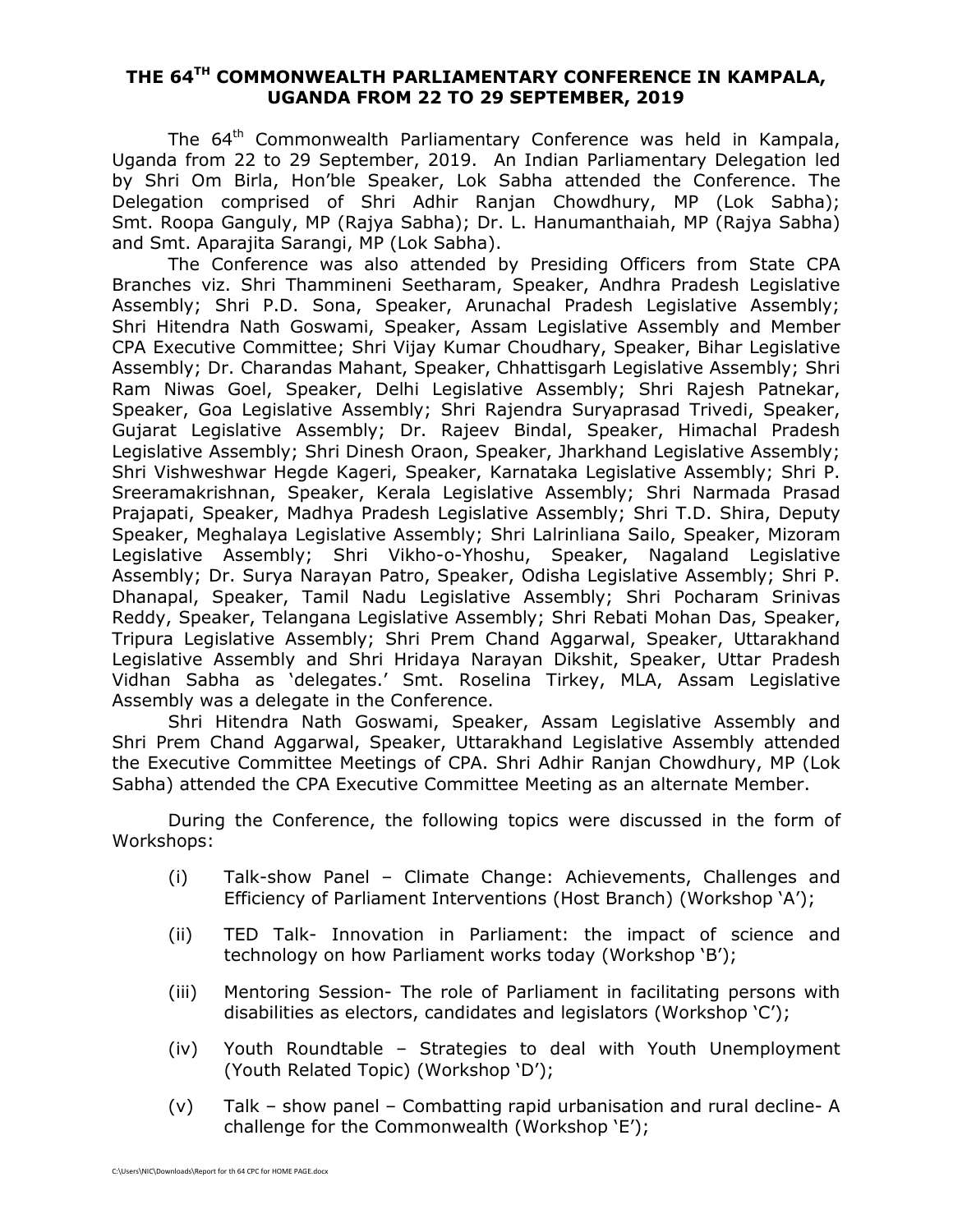# THE 64TH COMMONWEALTH PARLIAMENTARY CONFERENCE IN KAMPALA, UGANDA FROM 22 TO 29 SEPTEMBER, 2019

The 64th Commonwealth Parliamentary Conference was held in Kampala, Uganda from 22 to 29 September, 2019. An Indian Parliamentary Delegation led by Shri Om Birla, Hon'ble Speaker, Lok Sabha attended the Conference. The Delegation comprised of Shri Adhir Ranjan Chowdhury, MP (Lok Sabha); Smt. Roopa Ganguly, MP (Rajya Sabha); Dr. L. Hanumanthaiah, MP (Rajya Sabha) and Smt. Aparajita Sarangi, MP (Lok Sabha).

The Conference was also attended by Presiding Officers from State CPA Branches viz. Shri Thammineni Seetharam, Speaker, Andhra Pradesh Legislative Assembly; Shri P.D. Sona, Speaker, Arunachal Pradesh Legislative Assembly; Shri Hitendra Nath Goswami, Speaker, Assam Legislative Assembly and Member CPA Executive Committee; Shri Vijay Kumar Choudhary, Speaker, Bihar Legislative Assembly; Dr. Charandas Mahant, Speaker, Chhattisgarh Legislative Assembly; Shri Ram Niwas Goel, Speaker, Delhi Legislative Assembly; Shri Rajesh Patnekar, Speaker, Goa Legislative Assembly; Shri Rajendra Suryaprasad Trivedi, Speaker, Gujarat Legislative Assembly; Dr. Rajeev Bindal, Speaker, Himachal Pradesh Legislative Assembly; Shri Dinesh Oraon, Speaker, Jharkhand Legislative Assembly; Shri Vishweshwar Hegde Kageri, Speaker, Karnataka Legislative Assembly; Shri P. Sreeramakrishnan, Speaker, Kerala Legislative Assembly; Shri Narmada Prasad Prajapati, Speaker, Madhya Pradesh Legislative Assembly; Shri T.D. Shira, Deputy Speaker, Meghalaya Legislative Assembly; Shri Lalrinliana Sailo, Speaker, Mizoram Legislative Assembly; Shri Vikho-o-Yhoshu, Speaker, Nagaland Legislative Assembly; Dr. Surya Narayan Patro, Speaker, Odisha Legislative Assembly; Shri P. Dhanapal, Speaker, Tamil Nadu Legislative Assembly; Shri Pocharam Srinivas Reddy, Speaker, Telangana Legislative Assembly; Shri Rebati Mohan Das, Speaker, Tripura Legislative Assembly; Shri Prem Chand Aggarwal, Speaker, Uttarakhand Legislative Assembly and Shri Hridaya Narayan Dikshit, Speaker, Uttar Pradesh Vidhan Sabha as 'delegates.' Smt. Roselina Tirkey, MLA, Assam Legislative Assembly was a delegate in the Conference.

Shri Hitendra Nath Goswami, Speaker, Assam Legislative Assembly and Shri Prem Chand Aggarwal, Speaker, Uttarakhand Legislative Assembly attended the Executive Committee Meetings of CPA. Shri Adhir Ranjan Chowdhury, MP (Lok Sabha) attended the CPA Executive Committee Meeting as an alternate Member.

During the Conference, the following topics were discussed in the form of Workshops:

(i) Talk-show Panel – Climate Change: Achievements, Challenges and Efficiency of Parliament Interventions (Host Branch) (Workshop 'A');

(ii) TED Talk- Innovation in Parliament: the impact of science and technology on how Parliament works today (Workshop 'B');

(iii) Mentoring Session- The role of Parliament in facilitating persons with disabilities as electors, candidates and legislators (Workshop 'C');

(iv) Youth Roundtable – Strategies to deal with Youth Unemployment (Youth Related Topic) (Workshop 'D');

(v) Talk – show panel – Combatting rapid urbanisation and rural decline- A challenge for the Commonwealth (Workshop 'E');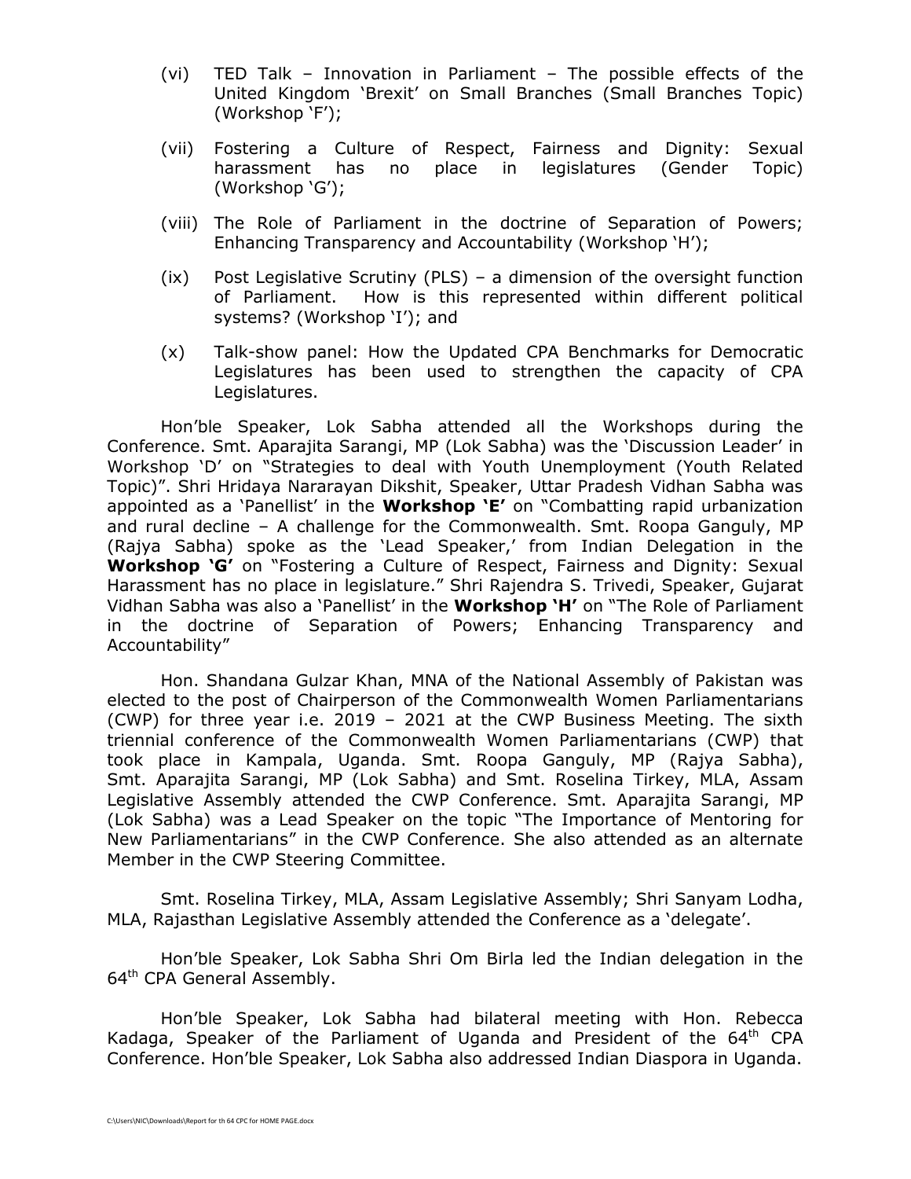(vi) TED Talk – Innovation in Parliament – The possible effects of the United Kingdom 'Brexit' on Small Branches (Small Branches Topic) (Workshop 'F');

(vii) Fostering a Culture of Respect, Fairness and Dignity: Sexual harassment has no place in legislatures (Gender Topic) (Workshop 'G');

(viii) The Role of Parliament in the doctrine of Separation of Powers; Enhancing Transparency and Accountability (Workshop 'H');

(ix) Post Legislative Scrutiny (PLS) – a dimension of the oversight function of Parliament. How is this represented within different political systems? (Workshop 'I'); and

(x) Talk-show panel: How the Updated CPA Benchmarks for Democratic Legislatures has been used to strengthen the capacity of CPA Legislatures.

Hon'ble Speaker, Lok Sabha attended all the Workshops during the Conference. Smt. Aparajita Sarangi, MP (Lok Sabha) was the 'Discussion Leader' in Workshop 'D' on "Strategies to deal with Youth Unemployment (Youth Related Topic)". Shri Hridaya Nararayan Dikshit, Speaker, Uttar Pradesh Vidhan Sabha was appointed as a 'Panellist' in the **Workshop 'E'** on "Combatting rapid urbanization and rural decline – A challenge for the Commonwealth. Smt. Roopa Ganguly, MP (Rajya Sabha) spoke as the 'Lead Speaker,' from Indian Delegation in the **Workshop 'G'** on "Fostering a Culture of Respect, Fairness and Dignity: Sexual Harassment has no place in legislature." Shri Rajendra S. Trivedi, Speaker, Gujarat Vidhan Sabha was also a 'Panellist' in the **Workshop 'H'** on "The Role of Parliament in the doctrine of Separation of Powers; Enhancing Transparency and Accountability"

Hon. Shandana Gulzar Khan, MNA of the National Assembly of Pakistan was elected to the post of Chairperson of the Commonwealth Women Parliamentarians (CWP) for three year i.e. 2019 – 2021 at the CWP Business Meeting. The sixth triennial conference of the Commonwealth Women Parliamentarians (CWP) that took place in Kampala, Uganda. Smt. Roopa Ganguly, MP (Rajya Sabha), Smt. Aparajita Sarangi, MP (Lok Sabha) and Smt. Roselina Tirkey, MLA, Assam Legislative Assembly attended the CWP Conference. Smt. Aparajita Sarangi, MP (Lok Sabha) was a Lead Speaker on the topic "The Importance of Mentoring for New Parliamentarians" in the CWP Conference. She also attended as an alternate Member in the CWP Steering Committee.

Smt. Roselina Tirkey, MLA, Assam Legislative Assembly; Shri Sanyam Lodha, MLA, Rajasthan Legislative Assembly attended the Conference as a 'delegate'.

Hon'ble Speaker, Lok Sabha Shri Om Birla led the Indian delegation in the 64th CPA General Assembly.

Hon'ble Speaker, Lok Sabha had bilateral meeting with Hon. Rebecca Kadaga, Speaker of the Parliament of Uganda and President of the 64th CPA Conference. Hon'ble Speaker, Lok Sabha also addressed Indian Diaspora in Uganda.